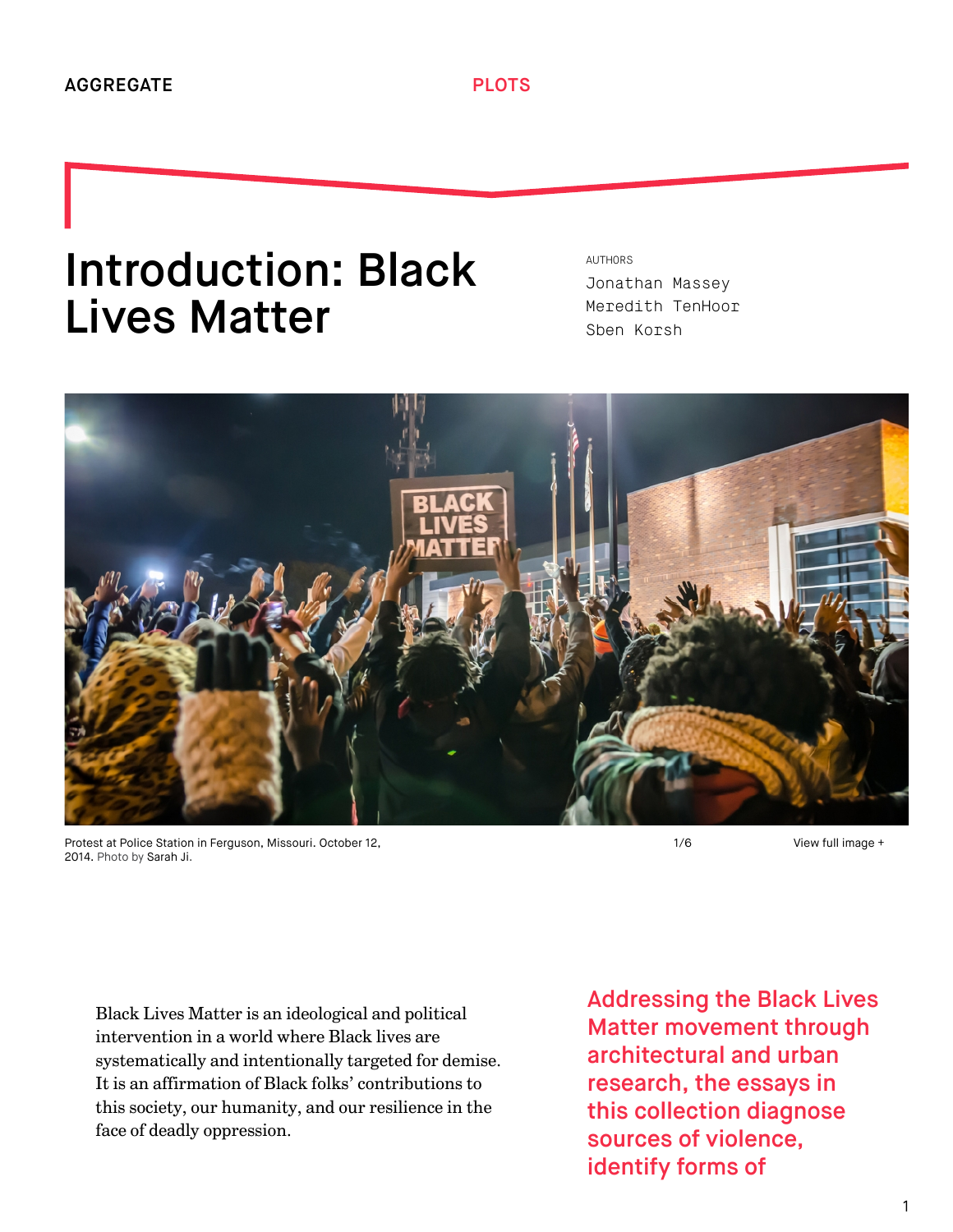AGGREGATE PLOTS

# Introduction: Black Lives Matter

AUTHORS

Jonathan Massey
Meredith TenHoor
Sben Korsh

Protest at Police Station in Ferguson, Missouri. October 12, 2014. Photo by Sarah Ji.

1/6 View full image +

Black Lives Matter is an ideological and political intervention in a world where Black lives are systematically and intentionally targeted for demise. It is an affirmation of Black folks' contributions to this society, our humanity, and our resilience in the face of deadly oppression.

Addressing the Black Lives Matter movement through architectural and urban research, the essays in this collection diagnose sources of violence, identify forms of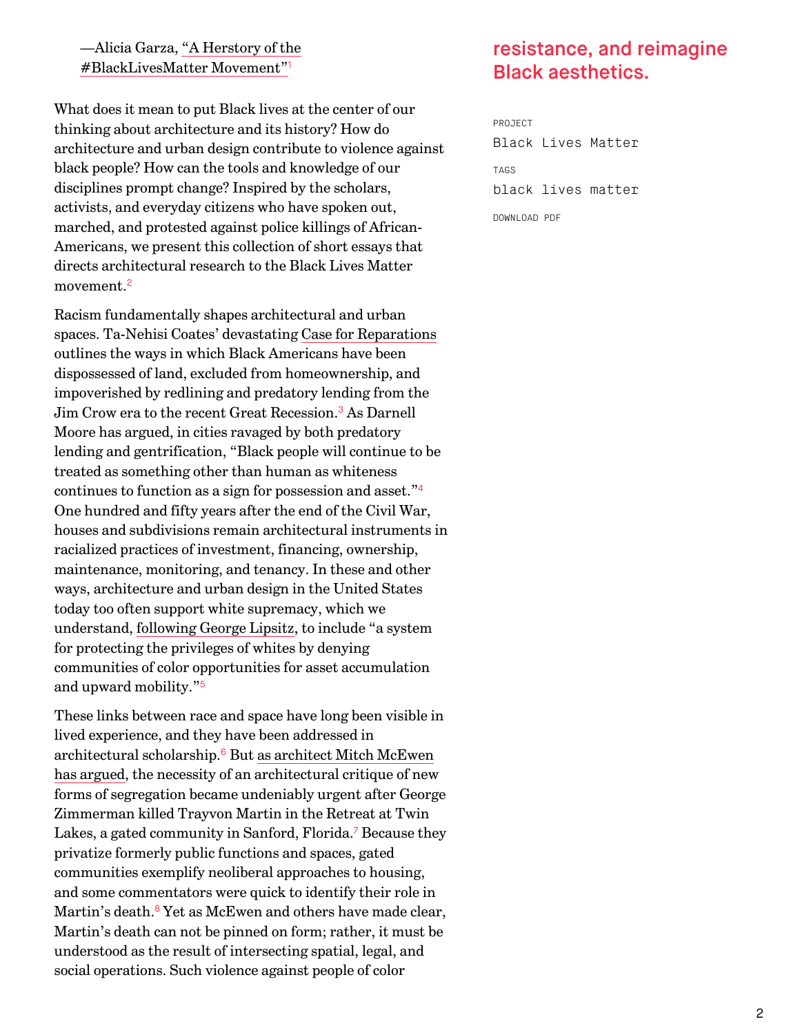—Alicia Garza, "A Herstory of the #BlackLivesMatter Movement"[1]

What does it mean to put Black lives at the center of our thinking about architecture and its history? How do architecture and urban design contribute to violence against black people? How can the tools and knowledge of our disciplines prompt change? Inspired by the scholars, activists, and everyday citizens who have spoken out, marched, and protested against police killings of African-Americans, we present this collection of short essays that directs architectural research to the Black Lives Matter movement.[2]

Racism fundamentally shapes architectural and urban spaces. Ta-Nehisi Coates' devastating Case for Reparations outlines the ways in which Black Americans have been dispossessed of land, excluded from homeownership, and impoverished by redlining and predatory lending from the Jim Crow era to the recent Great Recession.[3] As Darnell Moore has argued, in cities ravaged by both predatory lending and gentrification, "Black people will continue to be treated as something other than human as whiteness continues to function as a sign for possession and asset."[4] One hundred and fifty years after the end of the Civil War, houses and subdivisions remain architectural instruments in racialized practices of investment, financing, ownership, maintenance, monitoring, and tenancy. In these and other ways, architecture and urban design in the United States today too often support white supremacy, which we understand, following George Lipsitz, to include "a system for protecting the privileges of whites by denying communities of color opportunities for asset accumulation and upward mobility."[5]

These links between race and space have long been visible in lived experience, and they have been addressed in architectural scholarship.[6] But as architect Mitch McEwen has argued, the necessity of an architectural critique of new forms of segregation became undeniably urgent after George Zimmerman killed Trayvon Martin in the Retreat at Twin Lakes, a gated community in Sanford, Florida.[7] Because they privatize formerly public functions and spaces, gated communities exemplify neoliberal approaches to housing, and some commentators were quick to identify their role in Martin's death.[8] Yet as McEwen and others have made clear, Martin's death can not be pinned on form; rather, it must be understood as the result of intersecting spatial, legal, and social operations. Such violence against people of color

## resistance, and reimagine Black aesthetics.

PROJECT
Black Lives Matter

TAGS
black lives matter

DOWNLOAD PDF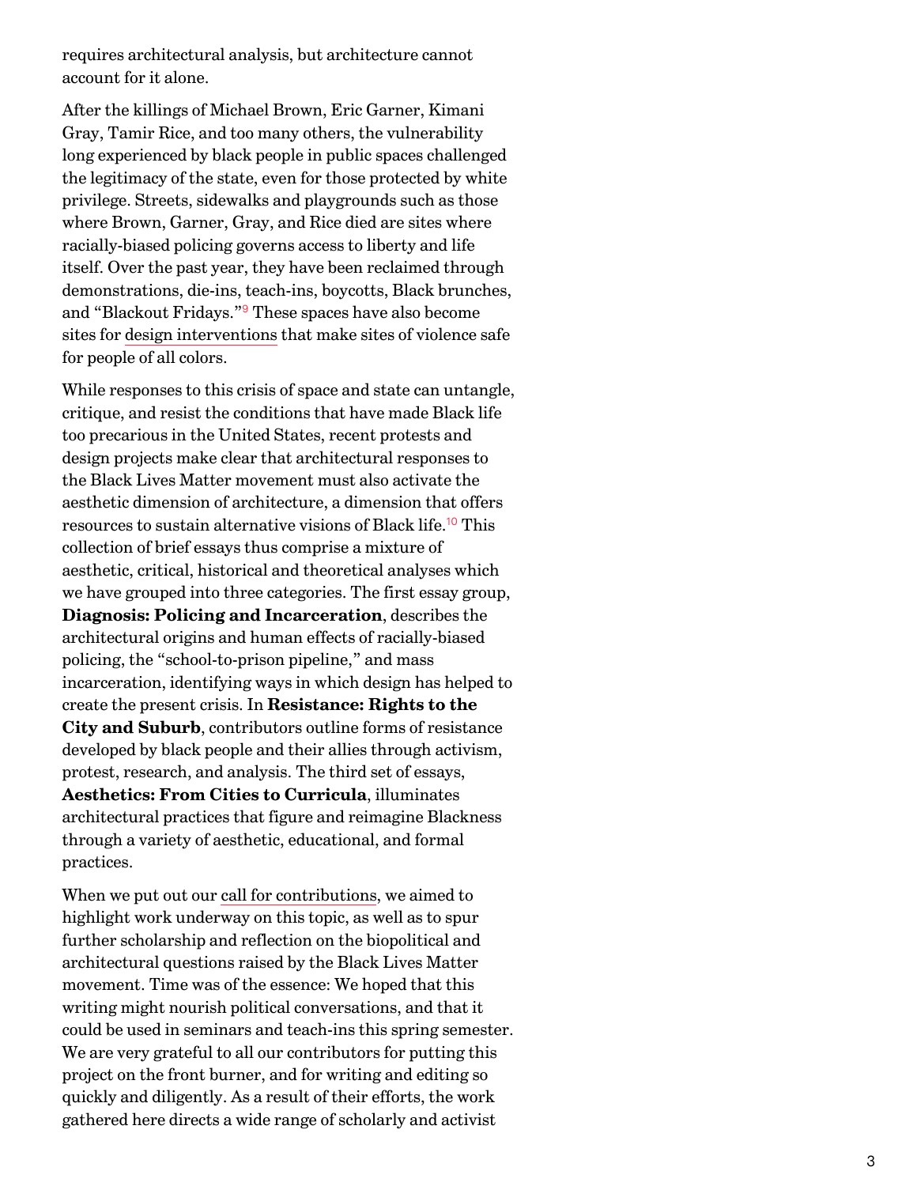requires architectural analysis, but architecture cannot account for it alone.

After the killings of Michael Brown, Eric Garner, Kimani Gray, Tamir Rice, and too many others, the vulnerability long experienced by black people in public spaces challenged the legitimacy of the state, even for those protected by white privilege. Streets, sidewalks and playgrounds such as those where Brown, Garner, Gray, and Rice died are sites where racially-biased policing governs access to liberty and life itself. Over the past year, they have been reclaimed through demonstrations, die-ins, teach-ins, boycotts, Black brunches, and "Blackout Fridays."[9] These spaces have also become sites for design interventions that make sites of violence safe for people of all colors.

While responses to this crisis of space and state can untangle, critique, and resist the conditions that have made Black life too precarious in the United States, recent protests and design projects make clear that architectural responses to the Black Lives Matter movement must also activate the aesthetic dimension of architecture, a dimension that offers resources to sustain alternative visions of Black life.[10] This collection of brief essays thus comprise a mixture of aesthetic, critical, historical and theoretical analyses which we have grouped into three categories. The first essay group, **Diagnosis: Policing and Incarceration**, describes the architectural origins and human effects of racially-biased policing, the "school-to-prison pipeline," and mass incarceration, identifying ways in which design has helped to create the present crisis. In **Resistance: Rights to the City and Suburb**, contributors outline forms of resistance developed by black people and their allies through activism, protest, research, and analysis. The third set of essays, **Aesthetics: From Cities to Curricula**, illuminates architectural practices that figure and reimagine Blackness through a variety of aesthetic, educational, and formal practices.

When we put out our call for contributions, we aimed to highlight work underway on this topic, as well as to spur further scholarship and reflection on the biopolitical and architectural questions raised by the Black Lives Matter movement. Time was of the essence: We hoped that this writing might nourish political conversations, and that it could be used in seminars and teach-ins this spring semester. We are very grateful to all our contributors for putting this project on the front burner, and for writing and editing so quickly and diligently. As a result of their efforts, the work gathered here directs a wide range of scholarly and activist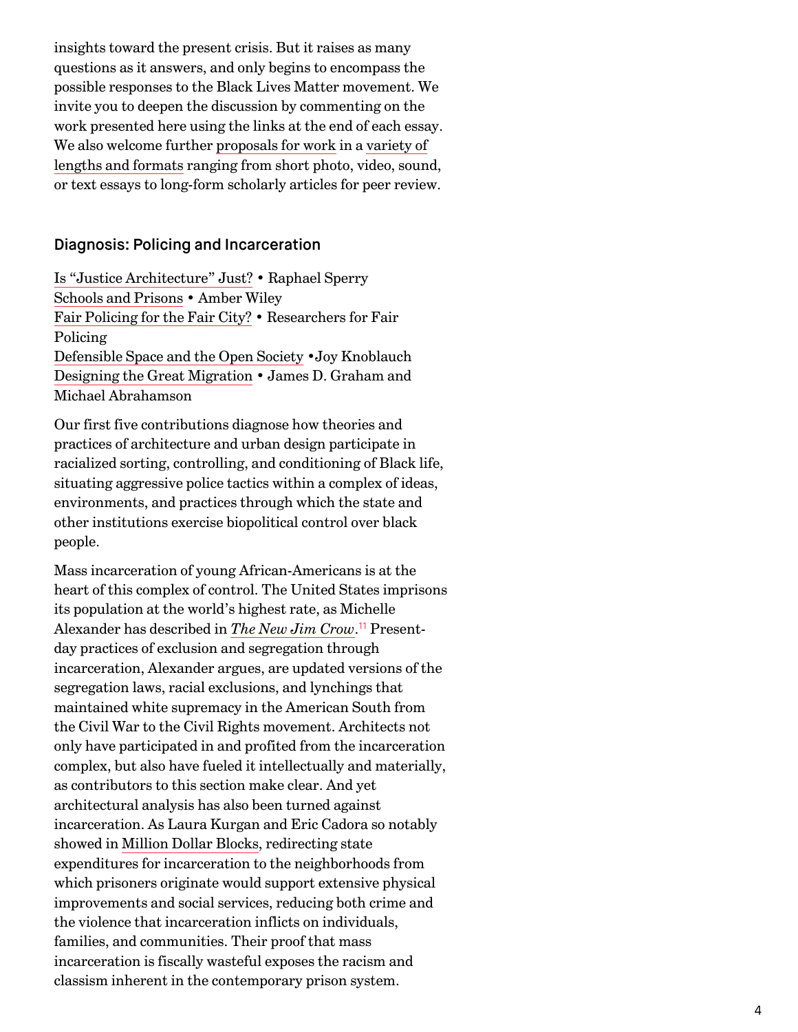insights toward the present crisis. But it raises as many questions as it answers, and only begins to encompass the possible responses to the Black Lives Matter movement. We invite you to deepen the discussion by commenting on the work presented here using the links at the end of each essay. We also welcome further proposals for work in a variety of lengths and formats ranging from short photo, video, sound, or text essays to long-form scholarly articles for peer review.

## Diagnosis: Policing and Incarceration

Is "Justice Architecture" Just? • Raphael Sperry
Schools and Prisons • Amber Wiley
Fair Policing for the Fair City? • Researchers for Fair Policing
Defensible Space and the Open Society •Joy Knoblauch
Designing the Great Migration • James D. Graham and Michael Abrahamson

Our first five contributions diagnose how theories and practices of architecture and urban design participate in racialized sorting, controlling, and conditioning of Black life, situating aggressive police tactics within a complex of ideas, environments, and practices through which the state and other institutions exercise biopolitical control over black people.

Mass incarceration of young African-Americans is at the heart of this complex of control. The United States imprisons its population at the world's highest rate, as Michelle Alexander has described in *The New Jim Crow*.[11] Present-day practices of exclusion and segregation through incarceration, Alexander argues, are updated versions of the segregation laws, racial exclusions, and lynchings that maintained white supremacy in the American South from the Civil War to the Civil Rights movement. Architects not only have participated in and profited from the incarceration complex, but also have fueled it intellectually and materially, as contributors to this section make clear. And yet architectural analysis has also been turned against incarceration. As Laura Kurgan and Eric Cadora so notably showed in Million Dollar Blocks, redirecting state expenditures for incarceration to the neighborhoods from which prisoners originate would support extensive physical improvements and social services, reducing both crime and the violence that incarceration inflicts on individuals, families, and communities. Their proof that mass incarceration is fiscally wasteful exposes the racism and classism inherent in the contemporary prison system.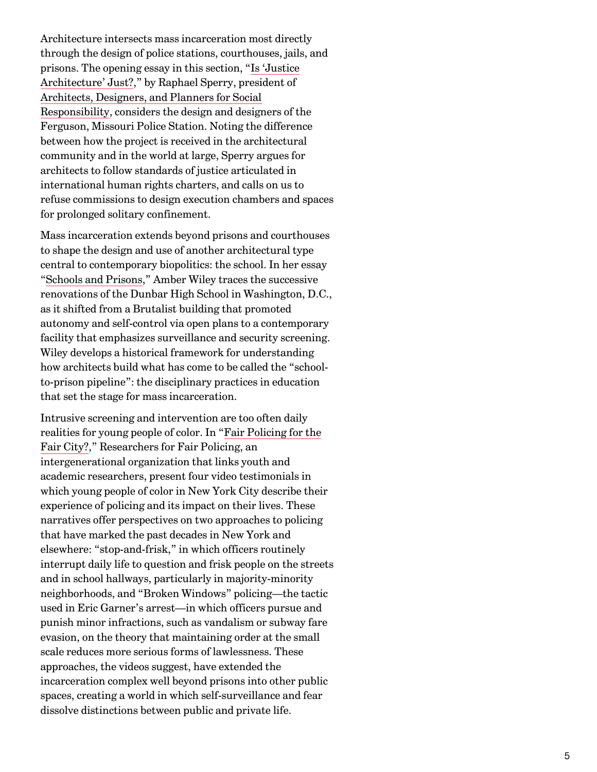Architecture intersects mass incarceration most directly through the design of police stations, courthouses, jails, and prisons. The opening essay in this section, "Is 'Justice Architecture' Just?," by Raphael Sperry, president of Architects, Designers, and Planners for Social Responsibility, considers the design and designers of the Ferguson, Missouri Police Station. Noting the difference between how the project is received in the architectural community and in the world at large, Sperry argues for architects to follow standards of justice articulated in international human rights charters, and calls on us to refuse commissions to design execution chambers and spaces for prolonged solitary confinement.

Mass incarceration extends beyond prisons and courthouses to shape the design and use of another architectural type central to contemporary biopolitics: the school. In her essay "Schools and Prisons," Amber Wiley traces the successive renovations of the Dunbar High School in Washington, D.C., as it shifted from a Brutalist building that promoted autonomy and self-control via open plans to a contemporary facility that emphasizes surveillance and security screening. Wiley develops a historical framework for understanding how architects build what has come to be called the "school-to-prison pipeline": the disciplinary practices in education that set the stage for mass incarceration.

Intrusive screening and intervention are too often daily realities for young people of color. In "Fair Policing for the Fair City?," Researchers for Fair Policing, an intergenerational organization that links youth and academic researchers, present four video testimonials in which young people of color in New York City describe their experience of policing and its impact on their lives. These narratives offer perspectives on two approaches to policing that have marked the past decades in New York and elsewhere: "stop-and-frisk," in which officers routinely interrupt daily life to question and frisk people on the streets and in school hallways, particularly in majority-minority neighborhoods, and "Broken Windows" policing—the tactic used in Eric Garner's arrest—in which officers pursue and punish minor infractions, such as vandalism or subway fare evasion, on the theory that maintaining order at the small scale reduces more serious forms of lawlessness. These approaches, the videos suggest, have extended the incarceration complex well beyond prisons into other public spaces, creating a world in which self-surveillance and fear dissolve distinctions between public and private life.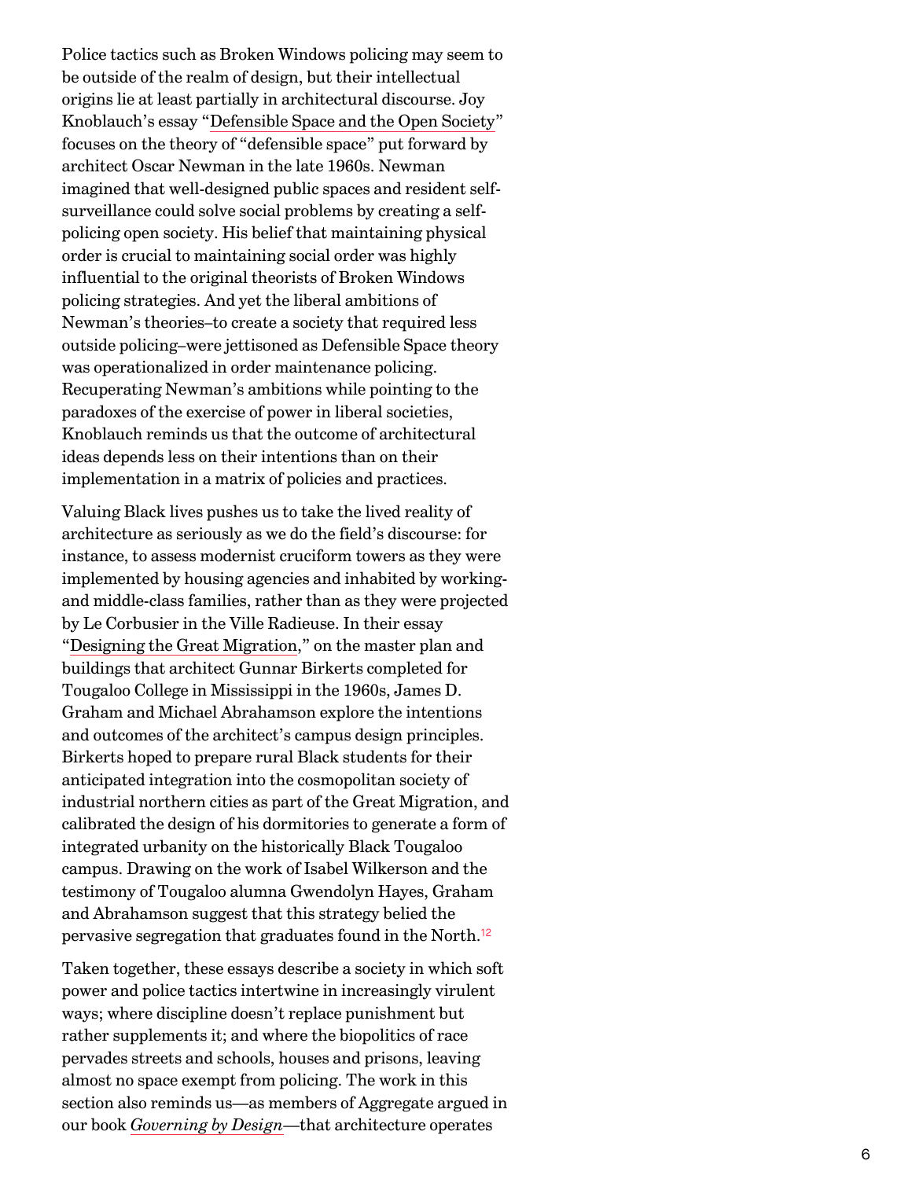Police tactics such as Broken Windows policing may seem to be outside of the realm of design, but their intellectual origins lie at least partially in architectural discourse. Joy Knoblauch's essay "Defensible Space and the Open Society" focuses on the theory of "defensible space" put forward by architect Oscar Newman in the late 1960s. Newman imagined that well-designed public spaces and resident self-surveillance could solve social problems by creating a self-policing open society. His belief that maintaining physical order is crucial to maintaining social order was highly influential to the original theorists of Broken Windows policing strategies. And yet the liberal ambitions of Newman's theories–to create a society that required less outside policing–were jettisoned as Defensible Space theory was operationalized in order maintenance policing. Recuperating Newman's ambitions while pointing to the paradoxes of the exercise of power in liberal societies, Knoblauch reminds us that the outcome of architectural ideas depends less on their intentions than on their implementation in a matrix of policies and practices.

Valuing Black lives pushes us to take the lived reality of architecture as seriously as we do the field's discourse: for instance, to assess modernist cruciform towers as they were implemented by housing agencies and inhabited by working- and middle-class families, rather than as they were projected by Le Corbusier in the Ville Radieuse. In their essay "Designing the Great Migration," on the master plan and buildings that architect Gunnar Birkerts completed for Tougaloo College in Mississippi in the 1960s, James D. Graham and Michael Abrahamson explore the intentions and outcomes of the architect's campus design principles. Birkerts hoped to prepare rural Black students for their anticipated integration into the cosmopolitan society of industrial northern cities as part of the Great Migration, and calibrated the design of his dormitories to generate a form of integrated urbanity on the historically Black Tougaloo campus. Drawing on the work of Isabel Wilkerson and the testimony of Tougaloo alumna Gwendolyn Hayes, Graham and Abrahamson suggest that this strategy belied the pervasive segregation that graduates found in the North.[12]

Taken together, these essays describe a society in which soft power and police tactics intertwine in increasingly virulent ways; where discipline doesn't replace punishment but rather supplements it; and where the biopolitics of race pervades streets and schools, houses and prisons, leaving almost no space exempt from policing. The work in this section also reminds us—as members of Aggregate argued in our book *Governing by Design*—that architecture operates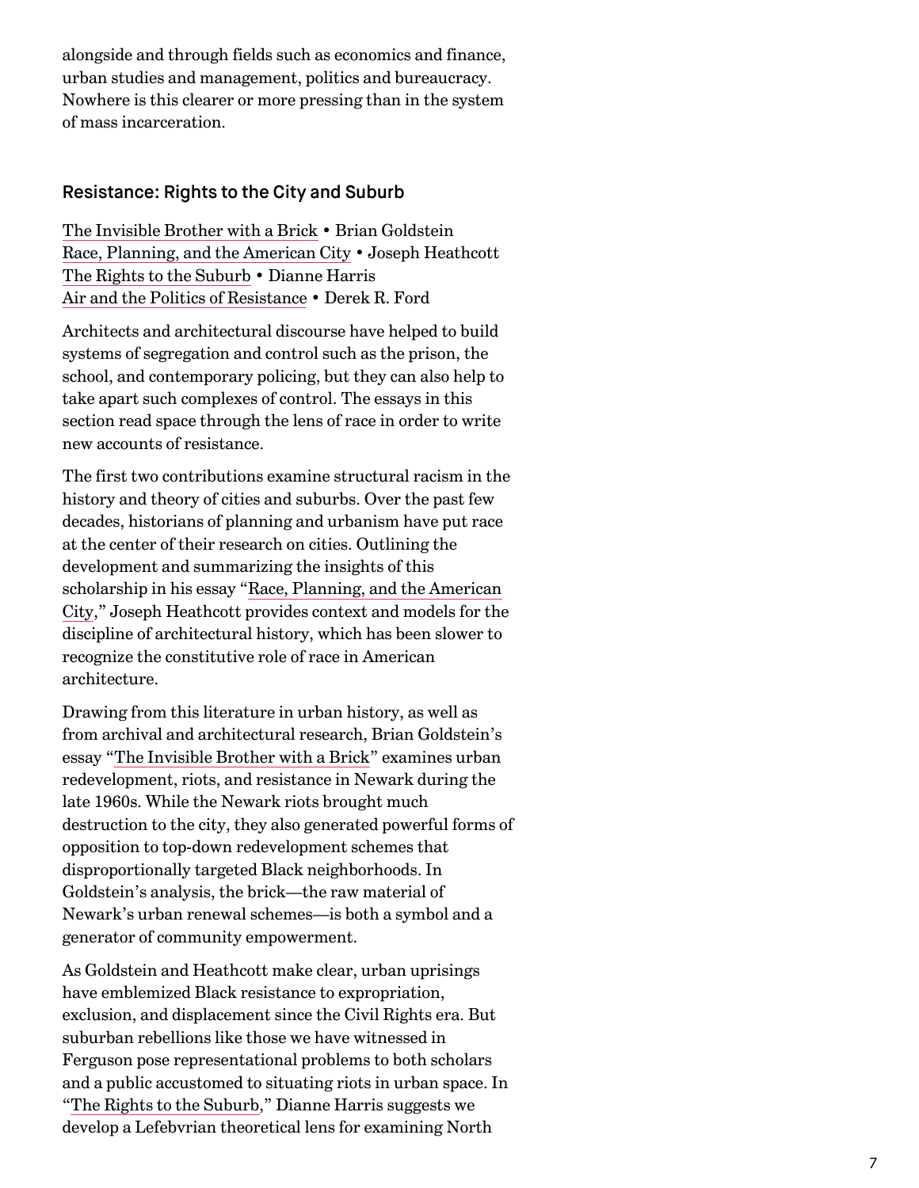alongside and through fields such as economics and finance, urban studies and management, politics and bureaucracy. Nowhere is this clearer or more pressing than in the system of mass incarceration.

## Resistance: Rights to the City and Suburb

The Invisible Brother with a Brick • Brian Goldstein
Race, Planning, and the American City • Joseph Heathcott
The Rights to the Suburb • Dianne Harris
Air and the Politics of Resistance • Derek R. Ford

Architects and architectural discourse have helped to build systems of segregation and control such as the prison, the school, and contemporary policing, but they can also help to take apart such complexes of control. The essays in this section read space through the lens of race in order to write new accounts of resistance.

The first two contributions examine structural racism in the history and theory of cities and suburbs. Over the past few decades, historians of planning and urbanism have put race at the center of their research on cities. Outlining the development and summarizing the insights of this scholarship in his essay "Race, Planning, and the American City," Joseph Heathcott provides context and models for the discipline of architectural history, which has been slower to recognize the constitutive role of race in American architecture.

Drawing from this literature in urban history, as well as from archival and architectural research, Brian Goldstein's essay "The Invisible Brother with a Brick" examines urban redevelopment, riots, and resistance in Newark during the late 1960s. While the Newark riots brought much destruction to the city, they also generated powerful forms of opposition to top-down redevelopment schemes that disproportionally targeted Black neighborhoods. In Goldstein's analysis, the brick—the raw material of Newark's urban renewal schemes—is both a symbol and a generator of community empowerment.

As Goldstein and Heathcott make clear, urban uprisings have emblemized Black resistance to expropriation, exclusion, and displacement since the Civil Rights era. But suburban rebellions like those we have witnessed in Ferguson pose representational problems to both scholars and a public accustomed to situating riots in urban space. In "The Rights to the Suburb," Dianne Harris suggests we develop a Lefebvrian theoretical lens for examining North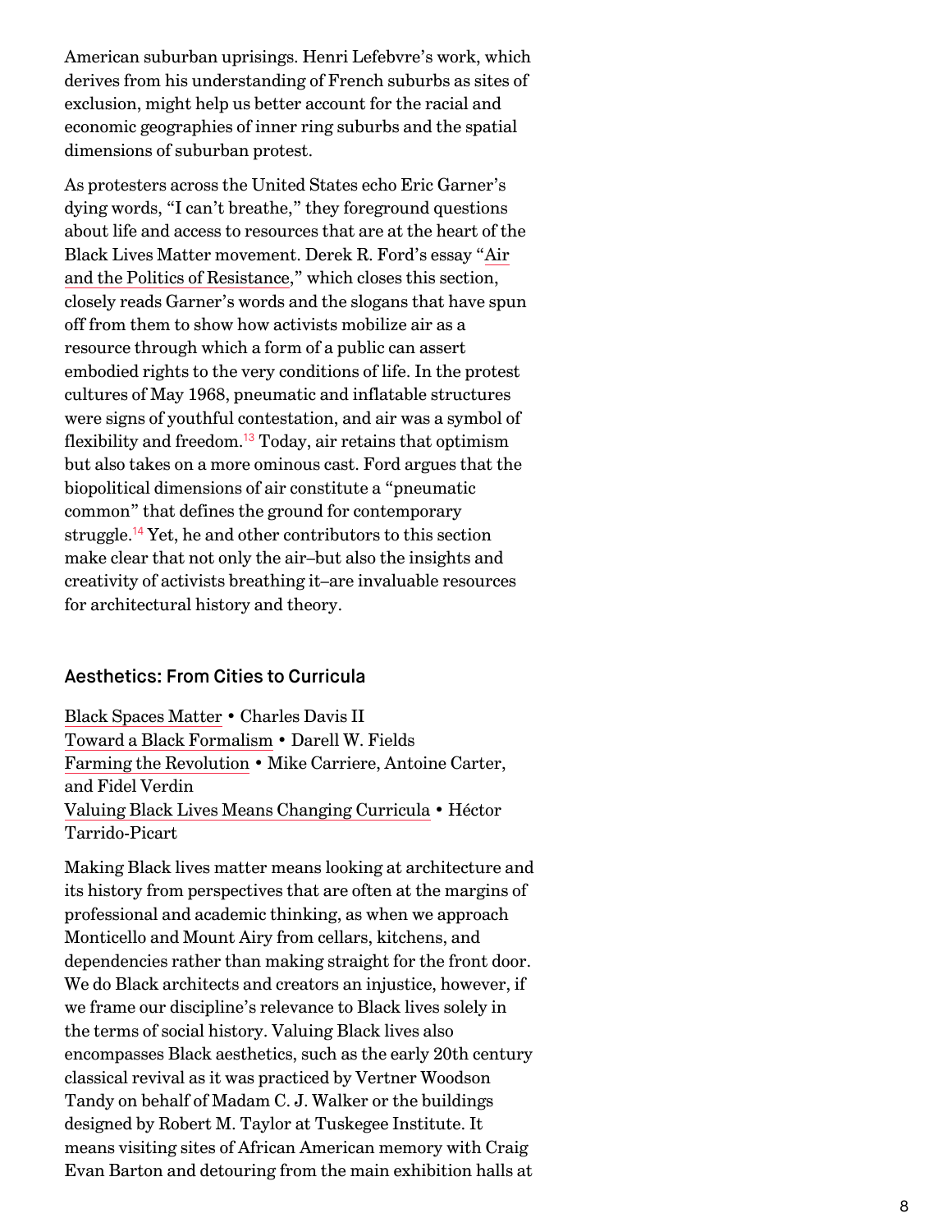American suburban uprisings. Henri Lefebvre's work, which derives from his understanding of French suburbs as sites of exclusion, might help us better account for the racial and economic geographies of inner ring suburbs and the spatial dimensions of suburban protest.

As protesters across the United States echo Eric Garner's dying words, "I can't breathe," they foreground questions about life and access to resources that are at the heart of the Black Lives Matter movement. Derek R. Ford's essay "Air and the Politics of Resistance," which closes this section, closely reads Garner's words and the slogans that have spun off from them to show how activists mobilize air as a resource through which a form of a public can assert embodied rights to the very conditions of life. In the protest cultures of May 1968, pneumatic and inflatable structures were signs of youthful contestation, and air was a symbol of flexibility and freedom.[13] Today, air retains that optimism but also takes on a more ominous cast. Ford argues that the biopolitical dimensions of air constitute a "pneumatic common" that defines the ground for contemporary struggle.[14] Yet, he and other contributors to this section make clear that not only the air–but also the insights and creativity of activists breathing it–are invaluable resources for architectural history and theory.

## Aesthetics: From Cities to Curricula

Black Spaces Matter • Charles Davis II
Toward a Black Formalism • Darell W. Fields
Farming the Revolution • Mike Carriere, Antoine Carter, and Fidel Verdin
Valuing Black Lives Means Changing Curricula • Héctor Tarrido-Picart

Making Black lives matter means looking at architecture and its history from perspectives that are often at the margins of professional and academic thinking, as when we approach Monticello and Mount Airy from cellars, kitchens, and dependencies rather than making straight for the front door. We do Black architects and creators an injustice, however, if we frame our discipline's relevance to Black lives solely in the terms of social history. Valuing Black lives also encompasses Black aesthetics, such as the early 20th century classical revival as it was practiced by Vertner Woodson Tandy on behalf of Madam C. J. Walker or the buildings designed by Robert M. Taylor at Tuskegee Institute. It means visiting sites of African American memory with Craig Evan Barton and detouring from the main exhibition halls at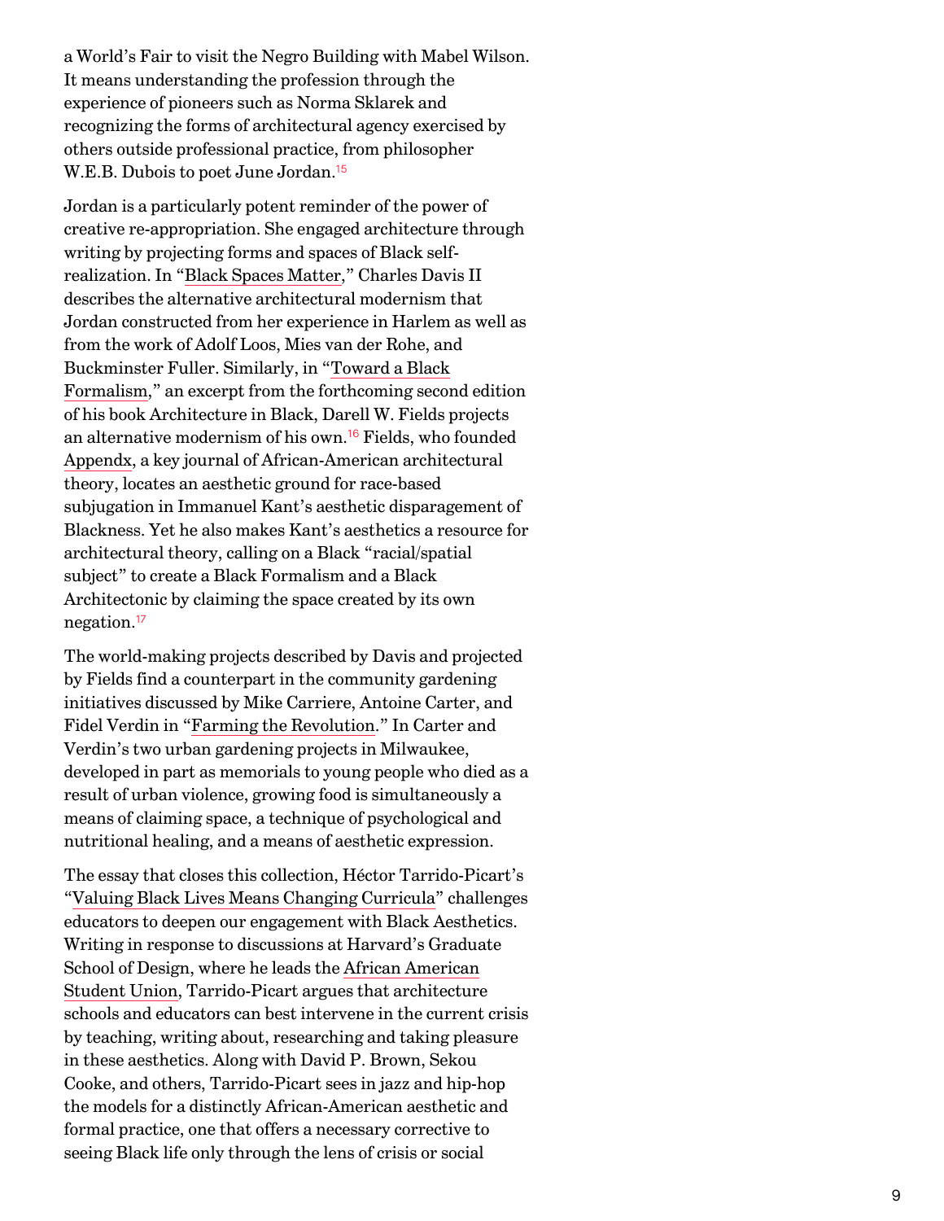a World's Fair to visit the Negro Building with Mabel Wilson. It means understanding the profession through the experience of pioneers such as Norma Sklarek and recognizing the forms of architectural agency exercised by others outside professional practice, from philosopher W.E.B. Dubois to poet June Jordan.[15]

Jordan is a particularly potent reminder of the power of creative re-appropriation. She engaged architecture through writing by projecting forms and spaces of Black self-realization. In "Black Spaces Matter," Charles Davis II describes the alternative architectural modernism that Jordan constructed from her experience in Harlem as well as from the work of Adolf Loos, Mies van der Rohe, and Buckminster Fuller. Similarly, in "Toward a Black Formalism," an excerpt from the forthcoming second edition of his book Architecture in Black, Darell W. Fields projects an alternative modernism of his own.[16] Fields, who founded Appendx, a key journal of African-American architectural theory, locates an aesthetic ground for race-based subjugation in Immanuel Kant's aesthetic disparagement of Blackness. Yet he also makes Kant's aesthetics a resource for architectural theory, calling on a Black "racial/spatial subject" to create a Black Formalism and a Black Architectonic by claiming the space created by its own negation.[17]

The world-making projects described by Davis and projected by Fields find a counterpart in the community gardening initiatives discussed by Mike Carriere, Antoine Carter, and Fidel Verdin in "Farming the Revolution." In Carter and Verdin's two urban gardening projects in Milwaukee, developed in part as memorials to young people who died as a result of urban violence, growing food is simultaneously a means of claiming space, a technique of psychological and nutritional healing, and a means of aesthetic expression.

The essay that closes this collection, Héctor Tarrido-Picart's "Valuing Black Lives Means Changing Curricula" challenges educators to deepen our engagement with Black Aesthetics. Writing in response to discussions at Harvard's Graduate School of Design, where he leads the African American Student Union, Tarrido-Picart argues that architecture schools and educators can best intervene in the current crisis by teaching, writing about, researching and taking pleasure in these aesthetics. Along with David P. Brown, Sekou Cooke, and others, Tarrido-Picart sees in jazz and hip-hop the models for a distinctly African-American aesthetic and formal practice, one that offers a necessary corrective to seeing Black life only through the lens of crisis or social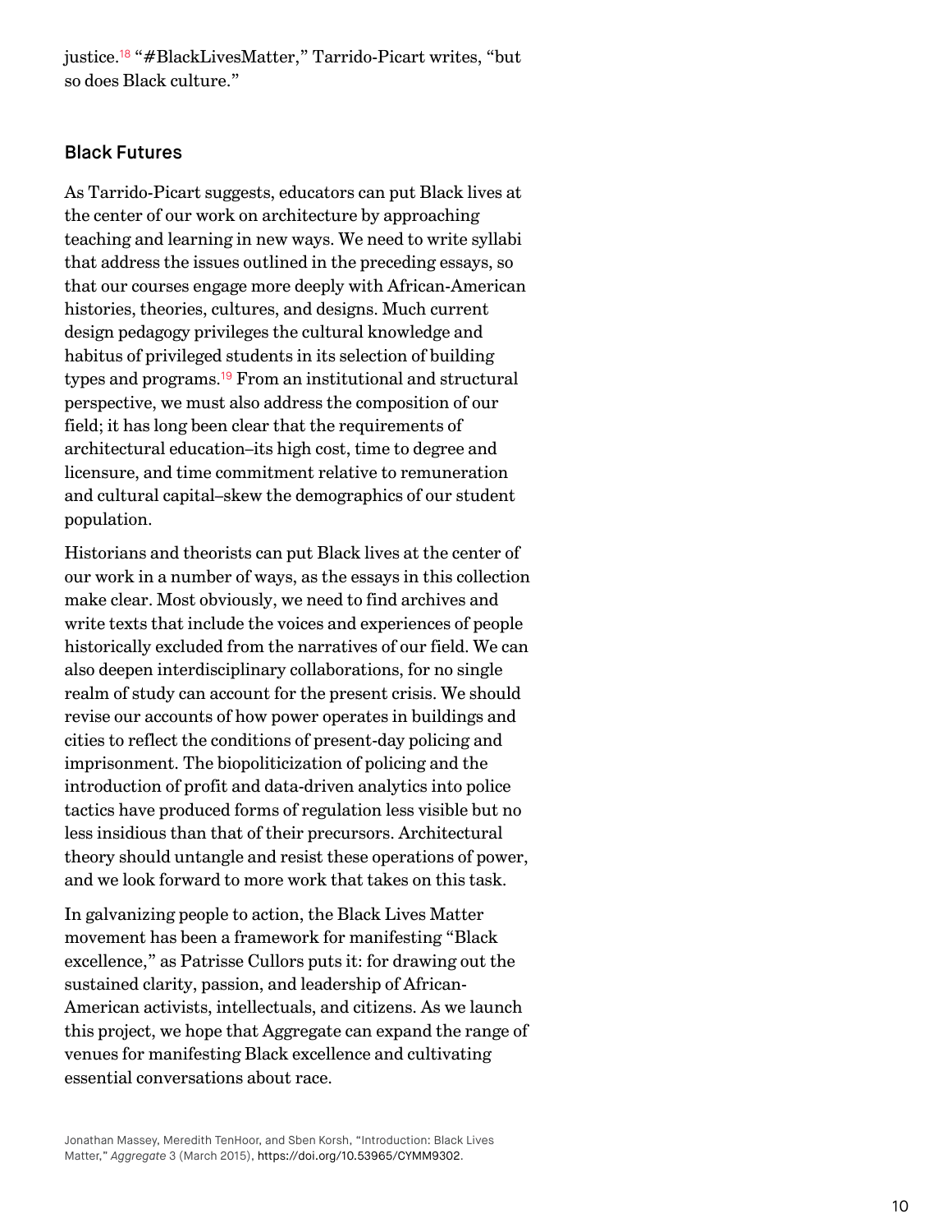justice.[18] "#BlackLivesMatter," Tarrido-Picart writes, "but so does Black culture."

## Black Futures

As Tarrido-Picart suggests, educators can put Black lives at the center of our work on architecture by approaching teaching and learning in new ways. We need to write syllabi that address the issues outlined in the preceding essays, so that our courses engage more deeply with African-American histories, theories, cultures, and designs. Much current design pedagogy privileges the cultural knowledge and habitus of privileged students in its selection of building types and programs.[19] From an institutional and structural perspective, we must also address the composition of our field; it has long been clear that the requirements of architectural education–its high cost, time to degree and licensure, and time commitment relative to remuneration and cultural capital–skew the demographics of our student population.

Historians and theorists can put Black lives at the center of our work in a number of ways, as the essays in this collection make clear. Most obviously, we need to find archives and write texts that include the voices and experiences of people historically excluded from the narratives of our field. We can also deepen interdisciplinary collaborations, for no single realm of study can account for the present crisis. We should revise our accounts of how power operates in buildings and cities to reflect the conditions of present-day policing and imprisonment. The biopoliticization of policing and the introduction of profit and data-driven analytics into police tactics have produced forms of regulation less visible but no less insidious than that of their precursors. Architectural theory should untangle and resist these operations of power, and we look forward to more work that takes on this task.

In galvanizing people to action, the Black Lives Matter movement has been a framework for manifesting "Black excellence," as Patrisse Cullors puts it: for drawing out the sustained clarity, passion, and leadership of African-American activists, intellectuals, and citizens. As we launch this project, we hope that Aggregate can expand the range of venues for manifesting Black excellence and cultivating essential conversations about race.

Jonathan Massey, Meredith TenHoor, and Sben Korsh, "Introduction: Black Lives Matter," *Aggregate* 3 (March 2015), https://doi.org/10.53965/CYMM9302.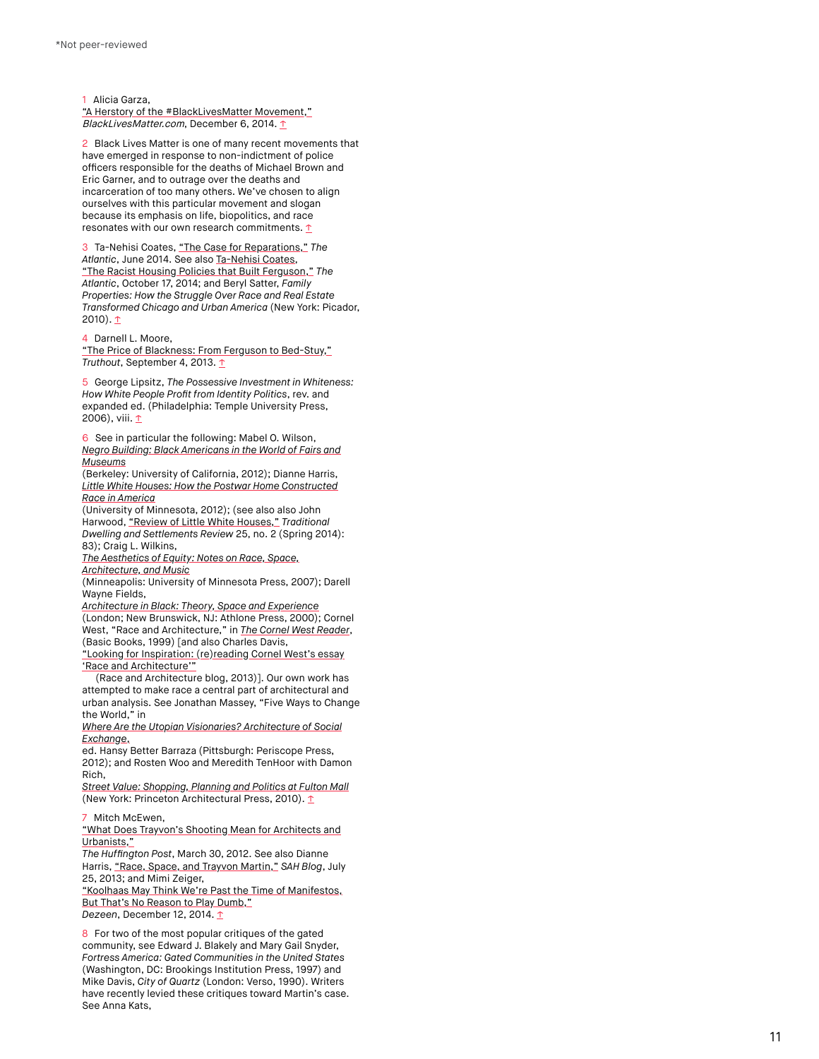*Not peer-reviewed

1 Alicia Garza, "A Herstory of the #BlackLivesMatter Movement," *BlackLivesMatter.com*, December 6, 2014. ↑

2 Black Lives Matter is one of many recent movements that have emerged in response to non-indictment of police officers responsible for the deaths of Michael Brown and Eric Garner, and to outrage over the deaths and incarceration of too many others. We've chosen to align ourselves with this particular movement and slogan because its emphasis on life, biopolitics, and race resonates with our own research commitments. ↑

3 Ta-Nehisi Coates, "The Case for Reparations," *The Atlantic*, June 2014. See also Ta-Nehisi Coates, "The Racist Housing Policies that Built Ferguson," *The Atlantic*, October 17, 2014; and Beryl Satter, *Family Properties: How the Struggle Over Race and Real Estate Transformed Chicago and Urban America* (New York: Picador, 2010). ↑

4 Darnell L. Moore, "The Price of Blackness: From Ferguson to Bed-Stuy," *Truthout*, September 4, 2013. ↑

5 George Lipsitz, *The Possessive Investment in Whiteness: How White People Profit from Identity Politics*, rev. and expanded ed. (Philadelphia: Temple University Press, 2006), viii. ↑

6 See in particular the following: Mabel O. Wilson, *Negro Building: Black Americans in the World of Fairs and Museums* (Berkeley: University of California, 2012); Dianne Harris, *Little White Houses: How the Postwar Home Constructed Race in America* (University of Minnesota, 2012); (see also also John Harwood, "Review of Little White Houses," *Traditional Dwelling and Settlements Review* 25, no. 2 (Spring 2014): 83); Craig L. Wilkins, *The Aesthetics of Equity: Notes on Race, Space, Architecture, and Music* (Minneapolis: University of Minnesota Press, 2007); Darell Wayne Fields, *Architecture in Black: Theory, Space and Experience* (London; New Brunswick, NJ: Athlone Press, 2000); Cornel West, "Race and Architecture," in *The Cornel West Reader*, (Basic Books, 1999) [and also Charles Davis, "Looking for Inspiration: (re)reading Cornel West's essay 'Race and Architecture'" (Race and Architecture blog, 2013)]. Our own work has attempted to make race a central part of architectural and urban analysis. See Jonathan Massey, "Five Ways to Change the World," in *Where Are the Utopian Visionaries? Architecture of Social Exchange*, ed. Hansy Better Barraza (Pittsburgh: Periscope Press, 2012); and Rosten Woo and Meredith TenHoor with Damon Rich, *Street Value: Shopping, Planning and Politics at Fulton Mall* (New York: Princeton Architectural Press, 2010). ↑

7 Mitch McEwen, "What Does Trayvon's Shooting Mean for Architects and Urbanists," *The Huffington Post*, March 30, 2012. See also Dianne Harris, "Race, Space, and Trayvon Martin," *SAH Blog*, July 25, 2013; and Mimi Zeiger, "Koolhaas May Think We're Past the Time of Manifestos, But That's No Reason to Play Dumb," *Dezeen*, December 12, 2014. ↑

8 For two of the most popular critiques of the gated community, see Edward J. Blakely and Mary Gail Snyder, *Fortress America: Gated Communities in the United States* (Washington, DC: Brookings Institution Press, 1997) and Mike Davis, *City of Quartz* (London: Verso, 1990). Writers have recently levied these critiques toward Martin's case. See Anna Kats,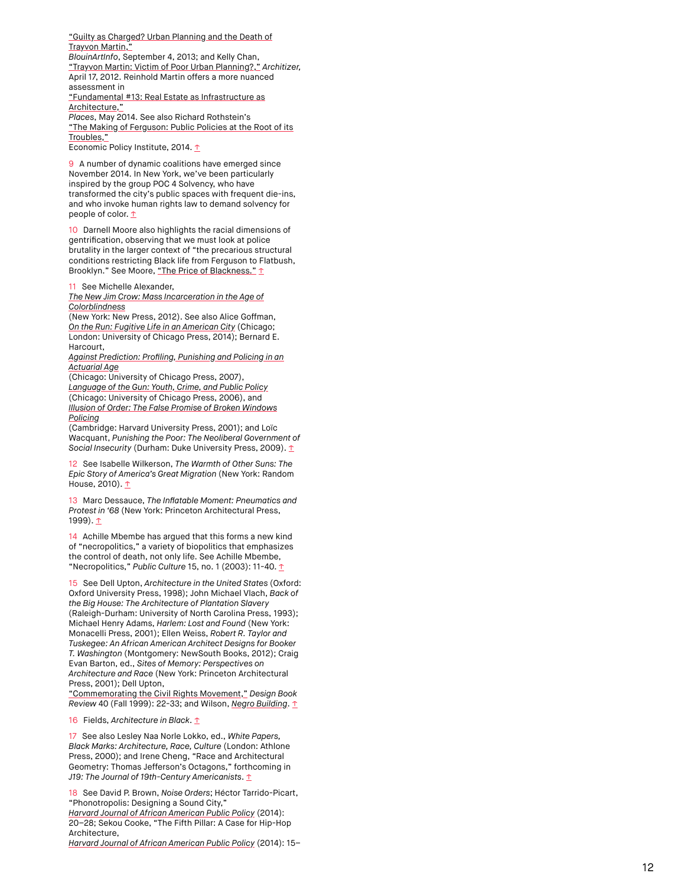"Guilty as Charged? Urban Planning and the Death of Trayvon Martin," *BlouinArtInfo*, September 4, 2013; and Kelly Chan, "Trayvon Martin: Victim of Poor Urban Planning?," *Architizer,* April 17, 2012. Reinhold Martin offers a more nuanced assessment in "Fundamental #13: Real Estate as Infrastructure as Architecture," *Places*, May 2014. See also Richard Rothstein's "The Making of Ferguson: Public Policies at the Root of its Troubles," Economic Policy Institute, 2014. ↑

9 A number of dynamic coalitions have emerged since November 2014. In New York, we've been particularly inspired by the group POC 4 Solvency, who have transformed the city's public spaces with frequent die-ins, and who invoke human rights law to demand solvency for people of color. ↑

10 Darnell Moore also highlights the racial dimensions of gentrification, observing that we must look at police brutality in the larger context of "the precarious structural conditions restricting Black life from Ferguson to Flatbush, Brooklyn." See Moore, "The Price of Blackness." ↑

11 See Michelle Alexander, *The New Jim Crow: Mass Incarceration in the Age of Colorblindness* (New York: New Press, 2012). See also Alice Goffman, *On the Run: Fugitive Life in an American City* (Chicago; London: University of Chicago Press, 2014); Bernard E. Harcourt, *Against Prediction: Profiling, Punishing and Policing in an Actuarial Age* (Chicago: University of Chicago Press, 2007), *Language of the Gun: Youth, Crime, and Public Policy* (Chicago: University of Chicago Press, 2006), and *Illusion of Order: The False Promise of Broken Windows Policing* (Cambridge: Harvard University Press, 2001); and Loïc Wacquant, *Punishing the Poor: The Neoliberal Government of Social Insecurity* (Durham: Duke University Press, 2009). ↑

12 See Isabelle Wilkerson, *The Warmth of Other Suns: The Epic Story of America's Great Migration* (New York: Random House, 2010). ↑

13 Marc Dessauce, *The Inflatable Moment: Pneumatics and Protest in '68* (New York: Princeton Architectural Press, 1999). ↑

14 Achille Mbembe has argued that this forms a new kind of "necropolitics," a variety of biopolitics that emphasizes the control of death, not only life. See Achille Mbembe, "Necropolitics," *Public Culture* 15, no. 1 (2003): 11-40. ↑

15 See Dell Upton, *Architecture in the United States* (Oxford: Oxford University Press, 1998); John Michael Vlach, *Back of the Big House: The Architecture of Plantation Slavery* (Raleigh-Durham: University of North Carolina Press, 1993); Michael Henry Adams, *Harlem: Lost and Found* (New York: Monacelli Press, 2001); Ellen Weiss, *Robert R. Taylor and Tuskegee: An African American Architect Designs for Booker T. Washington* (Montgomery: NewSouth Books, 2012); Craig Evan Barton, ed., *Sites of Memory: Perspectives on Architecture and Race* (New York: Princeton Architectural Press, 2001); Dell Upton, "Commemorating the Civil Rights Movement," *Design Book Review* 40 (Fall 1999): 22-33; and Wilson, *Negro Building*. ↑

16 Fields, *Architecture in Black*. ↑

17 See also Lesley Naa Norle Lokko, ed., *White Papers, Black Marks: Architecture, Race, Culture* (London: Athlone Press, 2000); and Irene Cheng, "Race and Architectural Geometry: Thomas Jefferson's Octagons," forthcoming in *J19: The Journal of 19th-Century Americanists*. ↑

18 See David P. Brown, *Noise Orders*; Héctor Tarrido-Picart, "Phonotropolis: Designing a Sound City," *Harvard Journal of African American Public Policy* (2014): 20–28; Sekou Cooke, "The Fifth Pillar: A Case for Hip-Hop Architecture, *Harvard Journal of African American Public Policy* (2014): 15–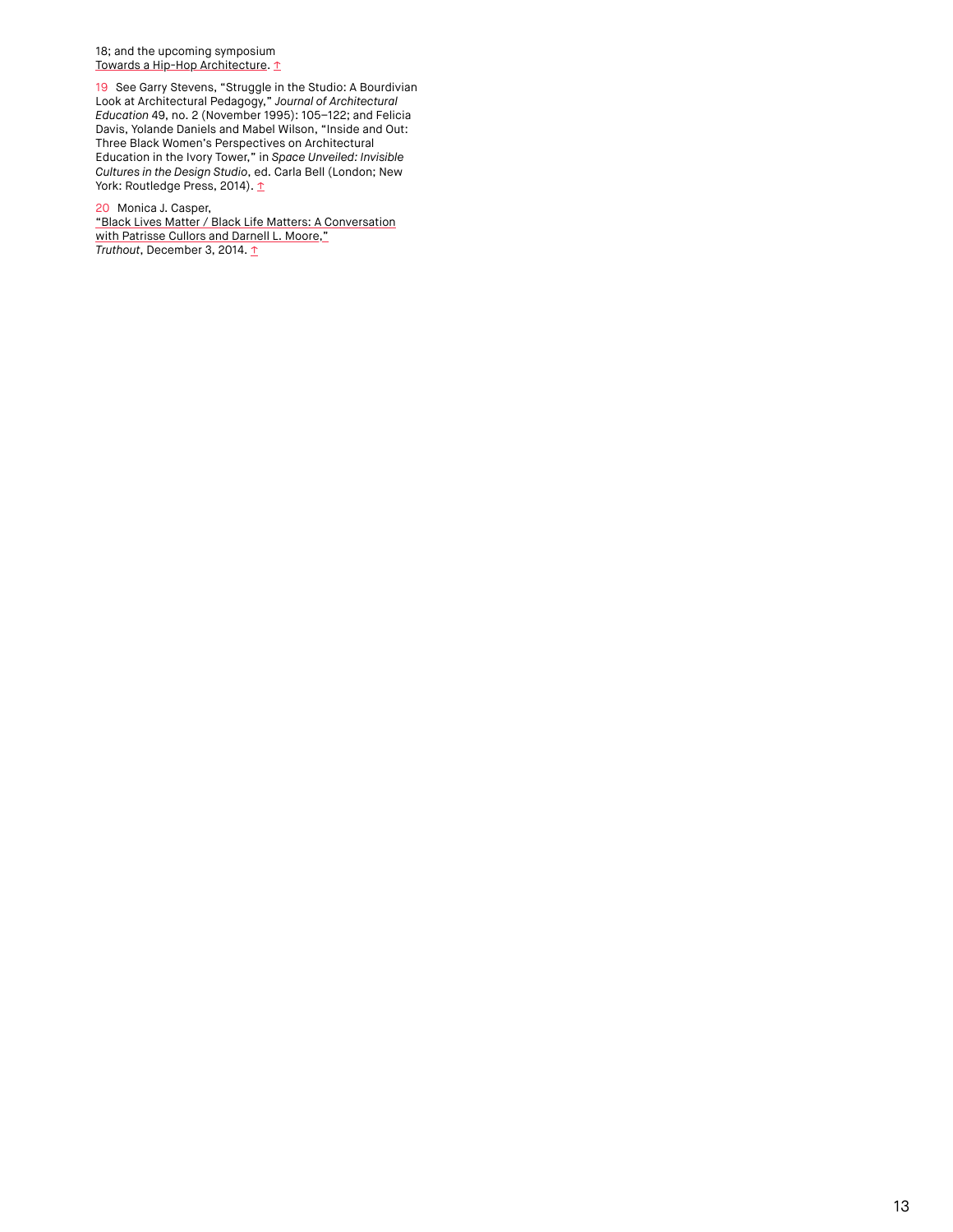18; and the upcoming symposium Towards a Hip-Hop Architecture. ↑

19 See Garry Stevens, "Struggle in the Studio: A Bourdivian Look at Architectural Pedagogy," *Journal of Architectural Education* 49, no. 2 (November 1995): 105–122; and Felicia Davis, Yolande Daniels and Mabel Wilson, "Inside and Out: Three Black Women's Perspectives on Architectural Education in the Ivory Tower," in *Space Unveiled: Invisible Cultures in the Design Studio*, ed. Carla Bell (London; New York: Routledge Press, 2014). ↑

20 Monica J. Casper, "Black Lives Matter / Black Life Matters: A Conversation with Patrisse Cullors and Darnell L. Moore," *Truthout*, December 3, 2014. ↑